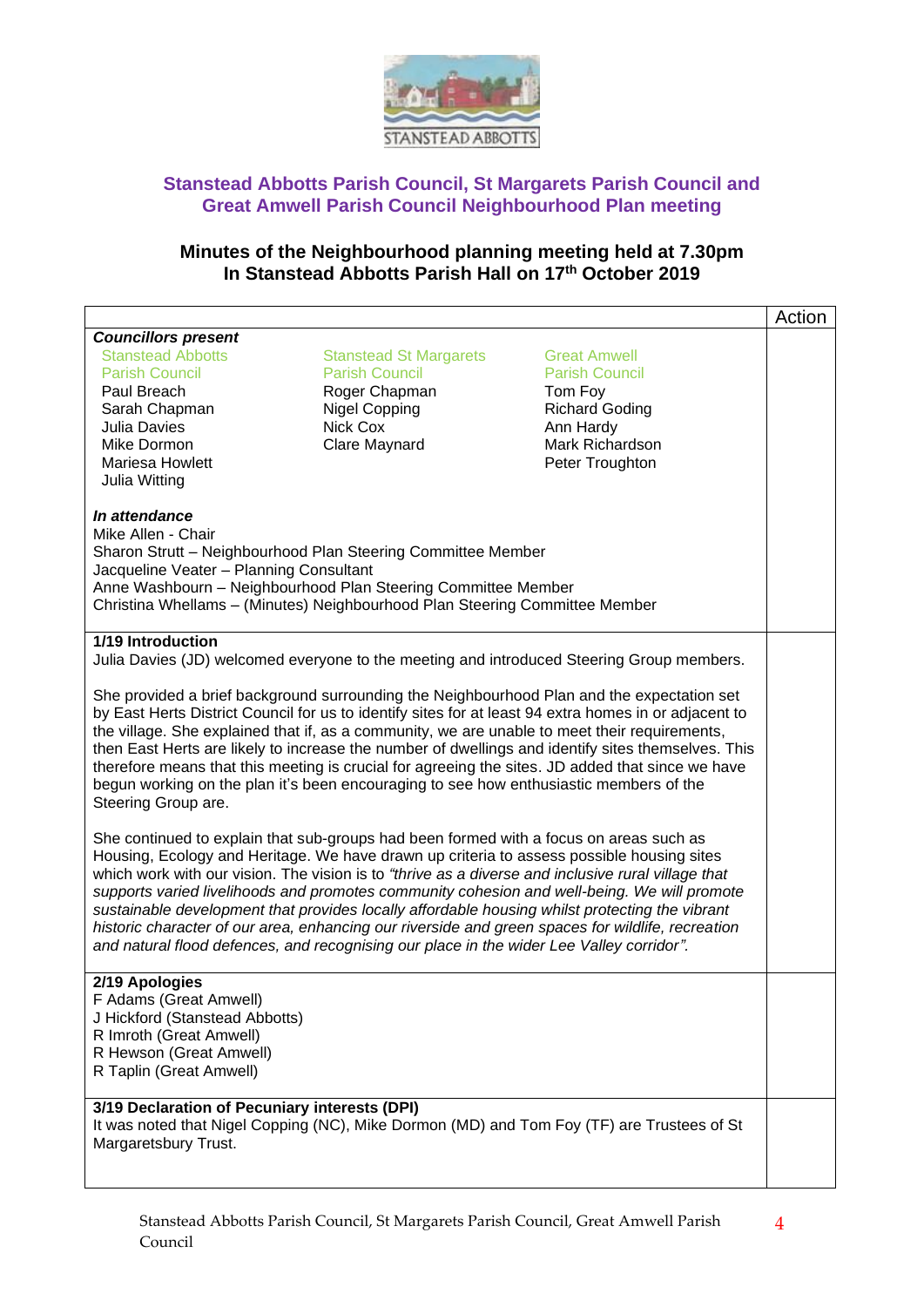## Stanstead Abbotts Parish Council, St Margarets Parish Council and Great Amwell Parish Council Neighbourhood Plan meeting

### Minutes of the Neighbourhood planning meeting held at 7.30pm In Stanstead Abbotts Parish Hall on 17th October 2019

| | Action |
|---|---|
| ***Councillors present*** | |
| **Stanstead Abbotts Parish Council:** Paul Breach, Sarah Chapman, Julia Davies, Mike Dormon, Mariesa Howlett, Julia Witting | |
| **Stanstead St Margarets Parish Council:** Roger Chapman, Nigel Copping, Nick Cox, Clare Maynard | |
| **Great Amwell Parish Council:** Tom Foy, Richard Goding, Ann Hardy, Mark Richardson, Peter Troughton | |
| ***In attendance*** <br> Mike Allen - Chair <br> Sharon Strutt – Neighbourhood Plan Steering Committee Member <br> Jacqueline Veater – Planning Consultant <br> Anne Washbourn – Neighbourhood Plan Steering Committee Member <br> Christina Whellams – (Minutes) Neighbourhood Plan Steering Committee Member | |
| **1/19 Introduction** <br> Julia Davies (JD) welcomed everyone to the meeting and introduced Steering Group members. <br><br> She provided a brief background surrounding the Neighbourhood Plan and the expectation set by East Herts District Council for us to identify sites for at least 94 extra homes in or adjacent to the village. She explained that if, as a community, we are unable to meet their requirements, then East Herts are likely to increase the number of dwellings and identify sites themselves. This therefore means that this meeting is crucial for agreeing the sites. JD added that since we have begun working on the plan it's been encouraging to see how enthusiastic members of the Steering Group are. <br><br> She continued to explain that sub-groups had been formed with a focus on areas such as Housing, Ecology and Heritage. We have drawn up criteria to assess possible housing sites which work with our vision. The vision is to *"thrive as a diverse and inclusive rural village that supports varied livelihoods and promotes community cohesion and well-being. We will promote sustainable development that provides locally affordable housing whilst protecting the vibrant historic character of our area, enhancing our riverside and green spaces for wildlife, recreation and natural flood defences, and recognising our place in the wider Lee Valley corridor".* | |
| **2/19 Apologies** <br> F Adams (Great Amwell) <br> J Hickford (Stanstead Abbotts) <br> R Imroth (Great Amwell) <br> R Hewson (Great Amwell) <br> R Taplin (Great Amwell) | |
| **3/19 Declaration of Pecuniary interests (DPI)** <br> It was noted that Nigel Copping (NC), Mike Dormon (MD) and Tom Foy (TF) are Trustees of St Margaretsbury Trust. | |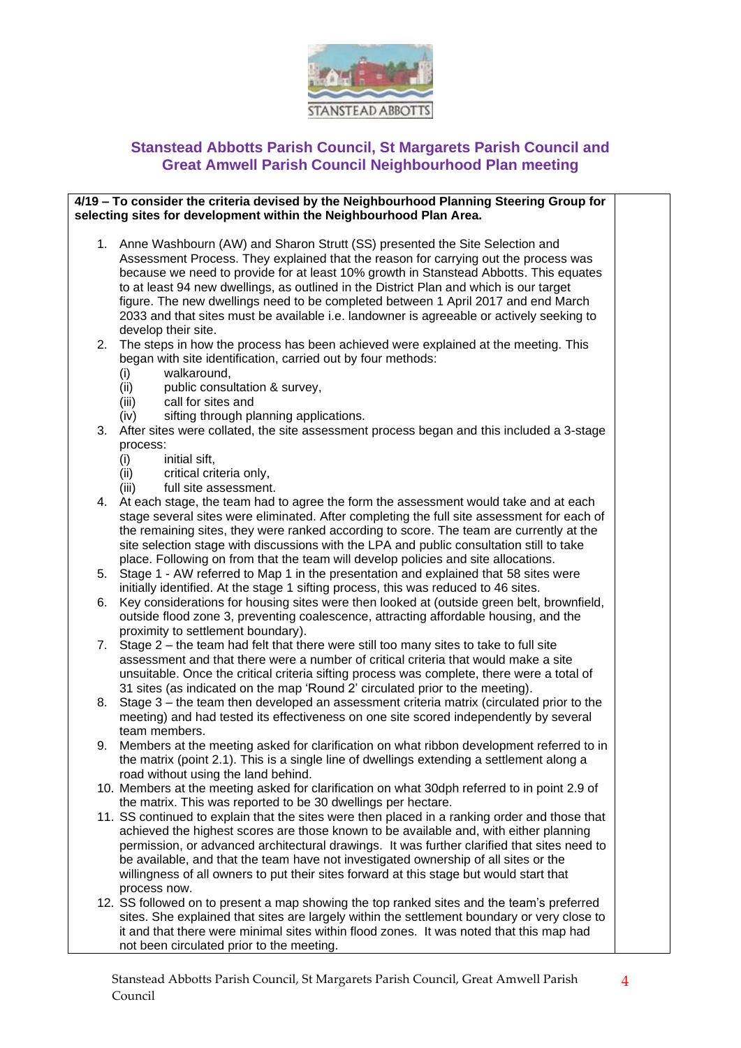**Stanstead Abbotts Parish Council, St Margarets Parish Council and Great Amwell Parish Council Neighbourhood Plan meeting**

**4/19 – To consider the criteria devised by the Neighbourhood Planning Steering Group for selecting sites for development within the Neighbourhood Plan Area.**

1. Anne Washbourn (AW) and Sharon Strutt (SS) presented the Site Selection and Assessment Process. They explained that the reason for carrying out the process was because we need to provide for at least 10% growth in Stanstead Abbotts. This equates to at least 94 new dwellings, as outlined in the District Plan and which is our target figure. The new dwellings need to be completed between 1 April 2017 and end March 2033 and that sites must be available i.e. landowner is agreeable or actively seeking to develop their site.
2. The steps in how the process has been achieved were explained at the meeting. This began with site identification, carried out by four methods:
   - (i) walkaround,
   - (ii) public consultation & survey,
   - (iii) call for sites and
   - (iv) sifting through planning applications.
3. After sites were collated, the site assessment process began and this included a 3-stage process:
   - (i) initial sift,
   - (ii) critical criteria only,
   - (iii) full site assessment.
4. At each stage, the team had to agree the form the assessment would take and at each stage several sites were eliminated. After completing the full site assessment for each of the remaining sites, they were ranked according to score. The team are currently at the site selection stage with discussions with the LPA and public consultation still to take place. Following on from that the team will develop policies and site allocations.
5. Stage 1 - AW referred to Map 1 in the presentation and explained that 58 sites were initially identified. At the stage 1 sifting process, this was reduced to 46 sites.
6. Key considerations for housing sites were then looked at (outside green belt, brownfield, outside flood zone 3, preventing coalescence, attracting affordable housing, and the proximity to settlement boundary).
7. Stage 2 – the team had felt that there were still too many sites to take to full site assessment and that there were a number of critical criteria that would make a site unsuitable. Once the critical criteria sifting process was complete, there were a total of 31 sites (as indicated on the map 'Round 2' circulated prior to the meeting).
8. Stage 3 – the team then developed an assessment criteria matrix (circulated prior to the meeting) and had tested its effectiveness on one site scored independently by several team members.
9. Members at the meeting asked for clarification on what ribbon development referred to in the matrix (point 2.1). This is a single line of dwellings extending a settlement along a road without using the land behind.
10. Members at the meeting asked for clarification on what 30dph referred to in point 2.9 of the matrix. This was reported to be 30 dwellings per hectare.
11. SS continued to explain that the sites were then placed in a ranking order and those that achieved the highest scores are those known to be available and, with either planning permission, or advanced architectural drawings. It was further clarified that sites need to be available, and that the team have not investigated ownership of all sites or the willingness of all owners to put their sites forward at this stage but would start that process now.
12. SS followed on to present a map showing the top ranked sites and the team's preferred sites. She explained that sites are largely within the settlement boundary or very close to it and that there were minimal sites within flood zones. It was noted that this map had not been circulated prior to the meeting.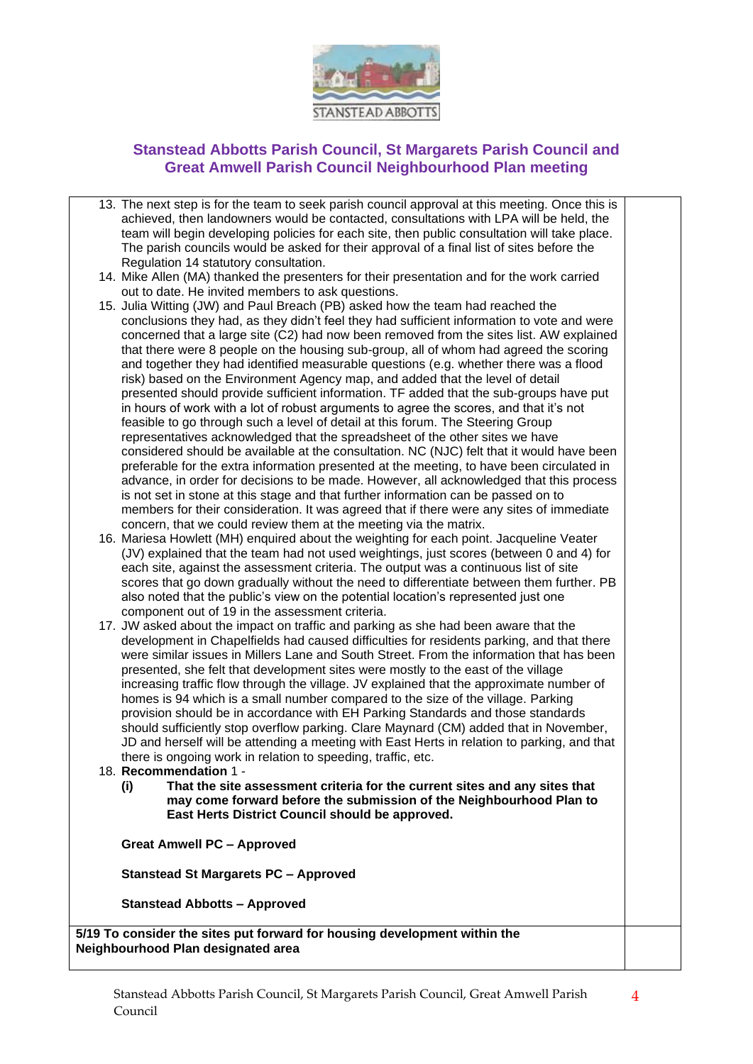## Stanstead Abbotts Parish Council, St Margarets Parish Council and Great Amwell Parish Council Neighbourhood Plan meeting

13. The next step is for the team to seek parish council approval at this meeting. Once this is achieved, then landowners would be contacted, consultations with LPA will be held, the team will begin developing policies for each site, then public consultation will take place. The parish councils would be asked for their approval of a final list of sites before the Regulation 14 statutory consultation.
14. Mike Allen (MA) thanked the presenters for their presentation and for the work carried out to date. He invited members to ask questions.
15. Julia Witting (JW) and Paul Breach (PB) asked how the team had reached the conclusions they had, as they didn't feel they had sufficient information to vote and were concerned that a large site (C2) had now been removed from the sites list. AW explained that there were 8 people on the housing sub-group, all of whom had agreed the scoring and together they had identified measurable questions (e.g. whether there was a flood risk) based on the Environment Agency map, and added that the level of detail presented should provide sufficient information. TF added that the sub-groups have put in hours of work with a lot of robust arguments to agree the scores, and that it's not feasible to go through such a level of detail at this forum. The Steering Group representatives acknowledged that the spreadsheet of the other sites we have considered should be available at the consultation. NC (NJC) felt that it would have been preferable for the extra information presented at the meeting, to have been circulated in advance, in order for decisions to be made. However, all acknowledged that this process is not set in stone at this stage and that further information can be passed on to members for their consideration. It was agreed that if there were any sites of immediate concern, that we could review them at the meeting via the matrix.
16. Mariesa Howlett (MH) enquired about the weighting for each point. Jacqueline Veater (JV) explained that the team had not used weightings, just scores (between 0 and 4) for each site, against the assessment criteria. The output was a continuous list of site scores that go down gradually without the need to differentiate between them further. PB also noted that the public's view on the potential location's represented just one component out of 19 in the assessment criteria.
17. JW asked about the impact on traffic and parking as she had been aware that the development in Chapelfields had caused difficulties for residents parking, and that there were similar issues in Millers Lane and South Street. From the information that has been presented, she felt that development sites were mostly to the east of the village increasing traffic flow through the village. JV explained that the approximate number of homes is 94 which is a small number compared to the size of the village. Parking provision should be in accordance with EH Parking Standards and those standards should sufficiently stop overflow parking. Clare Maynard (CM) added that in November, JD and herself will be attending a meeting with East Herts in relation to parking, and that there is ongoing work in relation to speeding, traffic, etc.
18. **Recommendation** 1 -
    **(i) That the site assessment criteria for the current sites and any sites that may come forward before the submission of the Neighbourhood Plan to East Herts District Council should be approved.**

    **Great Amwell PC – Approved**

    **Stanstead St Margarets PC – Approved**

    **Stanstead Abbotts – Approved**

**5/19 To consider the sites put forward for housing development within the Neighbourhood Plan designated area**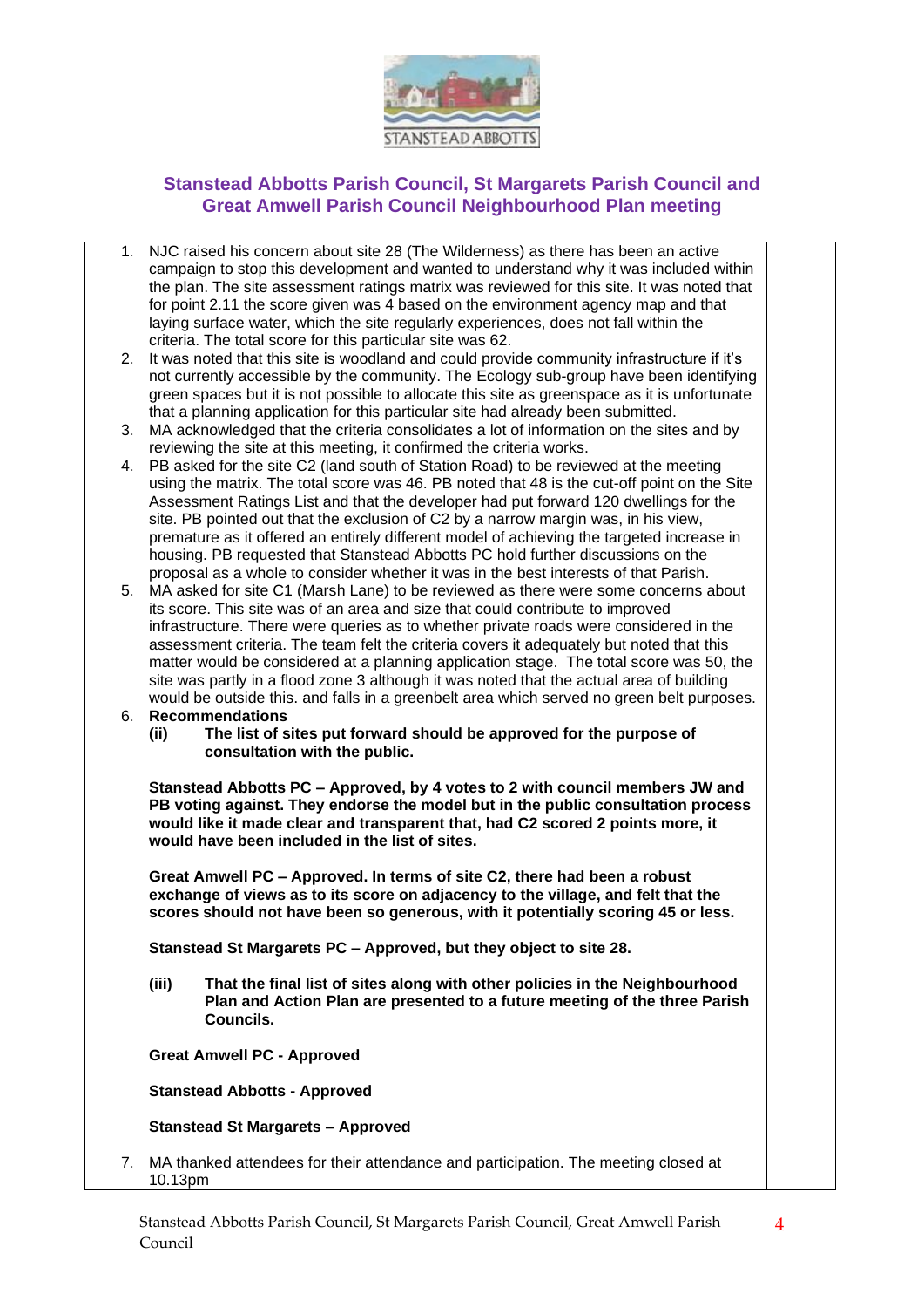## Stanstead Abbotts Parish Council, St Margarets Parish Council and Great Amwell Parish Council Neighbourhood Plan meeting

1. NJC raised his concern about site 28 (The Wilderness) as there has been an active campaign to stop this development and wanted to understand why it was included within the plan. The site assessment ratings matrix was reviewed for this site. It was noted that for point 2.11 the score given was 4 based on the environment agency map and that laying surface water, which the site regularly experiences, does not fall within the criteria. The total score for this particular site was 62.
2. It was noted that this site is woodland and could provide community infrastructure if it's not currently accessible by the community. The Ecology sub-group have been identifying green spaces but it is not possible to allocate this site as greenspace as it is unfortunate that a planning application for this particular site had already been submitted.
3. MA acknowledged that the criteria consolidates a lot of information on the sites and by reviewing the site at this meeting, it confirmed the criteria works.
4. PB asked for the site C2 (land south of Station Road) to be reviewed at the meeting using the matrix. The total score was 46. PB noted that 48 is the cut-off point on the Site Assessment Ratings List and that the developer had put forward 120 dwellings for the site. PB pointed out that the exclusion of C2 by a narrow margin was, in his view, premature as it offered an entirely different model of achieving the targeted increase in housing. PB requested that Stanstead Abbotts PC hold further discussions on the proposal as a whole to consider whether it was in the best interests of that Parish.
5. MA asked for site C1 (Marsh Lane) to be reviewed as there were some concerns about its score. This site was of an area and size that could contribute to improved infrastructure. There were queries as to whether private roads were considered in the assessment criteria. The team felt the criteria covers it adequately but noted that this matter would be considered at a planning application stage. The total score was 50, the site was partly in a flood zone 3 although it was noted that the actual area of building would be outside this. and falls in a greenbelt area which served no green belt purposes.
6. **Recommendations**

   **(ii) The list of sites put forward should be approved for the purpose of consultation with the public.**

   **Stanstead Abbotts PC – Approved, by 4 votes to 2 with council members JW and PB voting against. They endorse the model but in the public consultation process would like it made clear and transparent that, had C2 scored 2 points more, it would have been included in the list of sites.**

   **Great Amwell PC – Approved. In terms of site C2, there had been a robust exchange of views as to its score on adjacency to the village, and felt that the scores should not have been so generous, with it potentially scoring 45 or less.**

   **Stanstead St Margarets PC – Approved, but they object to site 28.**

   **(iii) That the final list of sites along with other policies in the Neighbourhood Plan and Action Plan are presented to a future meeting of the three Parish Councils.**

   **Great Amwell PC - Approved**

   **Stanstead Abbotts - Approved**

   **Stanstead St Margarets – Approved**

7. MA thanked attendees for their attendance and participation. The meeting closed at 10.13pm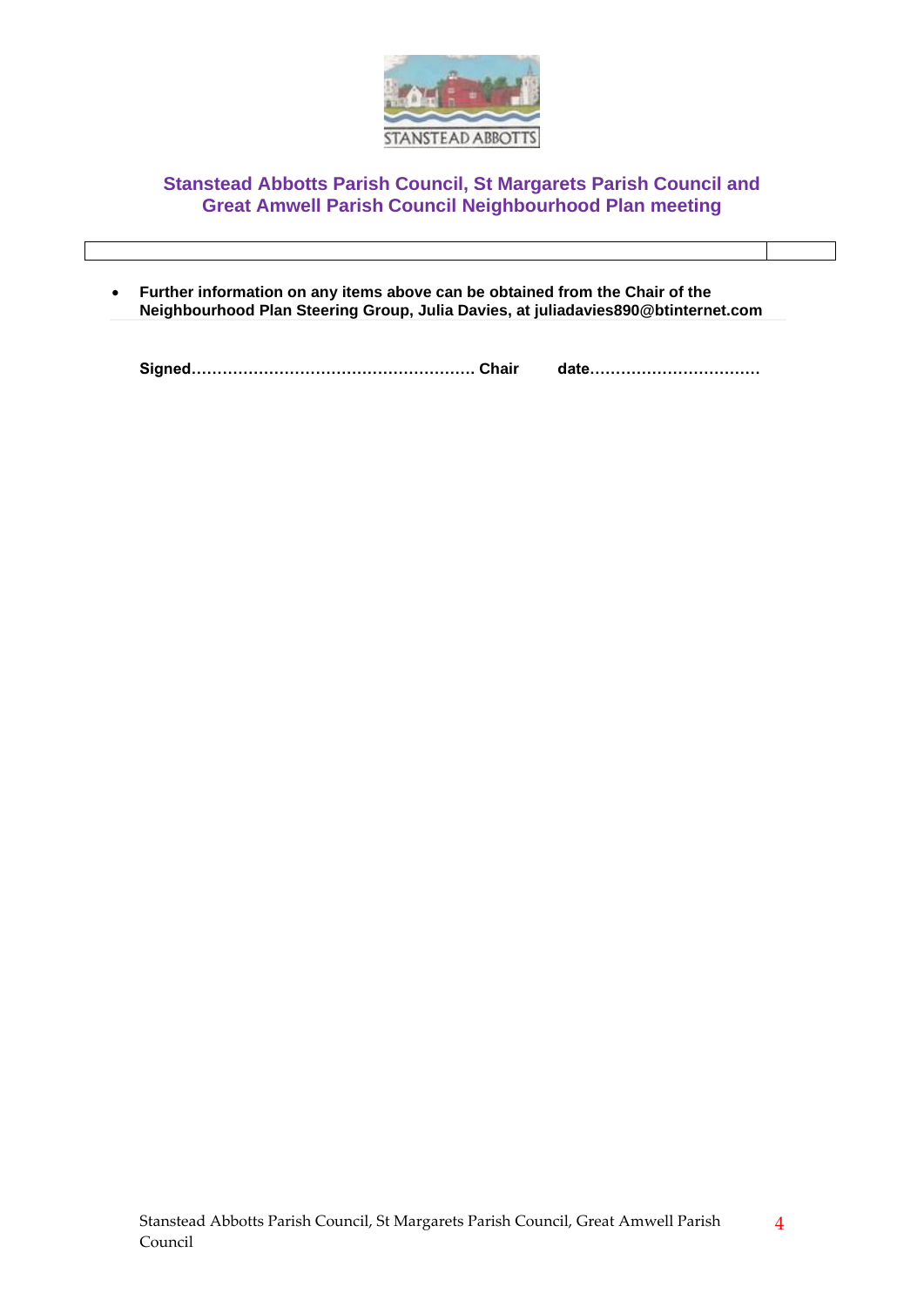## Stanstead Abbotts Parish Council, St Margarets Parish Council and Great Amwell Parish Council Neighbourhood Plan meeting

| | |
|---|---|
| | |

- **Further information on any items above can be obtained from the Chair of the Neighbourhood Plan Steering Group, Julia Davies, at juliadavies890@btinternet.com**

**Signed……………………………………………… Chair date……………………………**